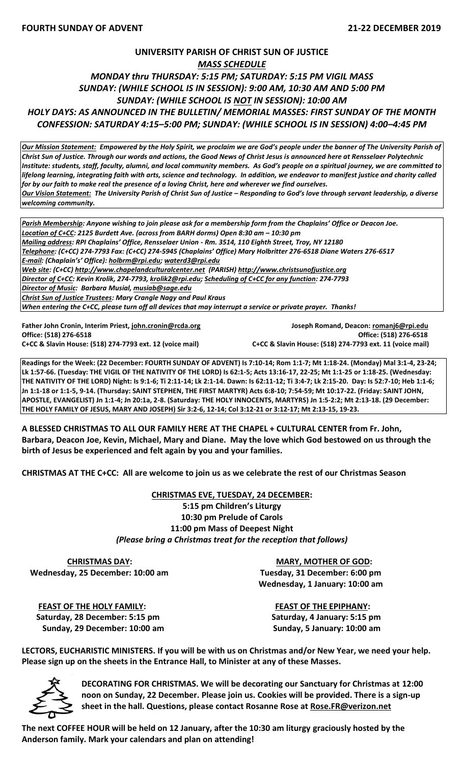**FOURTH SUNDAY OF ADVENT** **21-22 DECEMBER 2019**

# UNIVERSITY PARISH OF CHRIST SUN OF JUSTICE

## *MASS SCHEDULE*

***MONDAY thru THURSDAY: 5:15 PM; SATURDAY: 5:15 PM VIGIL MASS***
***SUNDAY: (WHILE SCHOOL IS IN SESSION): 9:00 AM, 10:30 AM AND 5:00 PM***
***SUNDAY: (WHILE SCHOOL IS NOT IN SESSION): 10:00 AM***
***HOLY DAYS: AS ANNOUNCED IN THE BULLETIN/ MEMORIAL MASSES: FIRST SUNDAY OF THE MONTH***
***CONFESSION: SATURDAY 4:15–5:00 PM; SUNDAY: (WHILE SCHOOL IS IN SESSION) 4:00–4:45 PM***

***Our Mission Statement:** Empowered by the Holy Spirit, we proclaim we are God's people under the banner of The University Parish of Christ Sun of Justice. Through our words and actions, the Good News of Christ Jesus is announced here at Rensselaer Polytechnic Institute: students, staff, faculty, alumni, and local community members. As God's people on a spiritual journey, we are committed to lifelong learning, integrating faith with arts, science and technology. In addition, we endeavor to manifest justice and charity called for by our faith to make real the presence of a loving Christ, here and wherever we find ourselves.*
***Our Vision Statement:** The University Parish of Christ Sun of Justice – Responding to God's love through servant leadership, a diverse welcoming community.*

***Parish Membership:** Anyone wishing to join please ask for a membership form from the Chaplains' Office or Deacon Joe.*
***Location of C+CC:** 2125 Burdett Ave. (across from BARH dorms) Open 8:30 am – 10:30 pm*
***Mailing address:** RPI Chaplains' Office, Rensselaer Union - Rm. 3514, 110 Eighth Street, Troy, NY 12180*
***Telephone:** (C+CC) 274-7793 Fax: (C+CC) 274-5945 (Chaplains' Office) Mary Holbritter 276-6518 Diane Waters 276-6517*
***E-mail:** (Chaplain's' Office): holbrm@rpi.edu; waterd3@rpi.edu*
***Web site:** (C+CC) http://www.chapelandculturalcenter.net (PARISH) http://www.christsunofjustice.org*
***Director of C+CC:** Kevin Krolik, 274-7793, krolik2@rpi.edu; Scheduling of C+CC for any function: 274-7793*
***Director of Music:** Barbara Musial, musiab@sage.edu*
***Christ Sun of Justice Trustees:** Mary Crangle Nagy and Paul Kraus*
*When entering the C+CC, please turn off all devices that may interrupt a service or private prayer. Thanks!*

**Father John Cronin, Interim Priest, john.cronin@rcda.org**
**Office: (518) 276-6518**
**C+CC & Slavin House: (518) 274-7793 ext. 12 (voice mail)**

**Joseph Romand, Deacon: romanj6@rpi.edu**
**Office: (518) 276-6518**
**C+CC & Slavin House: (518) 274-7793 ext. 11 (voice mail)**

**Readings for the Week: (22 December: FOURTH SUNDAY OF ADVENT) Is 7:10-14; Rom 1:1-7; Mt 1:18-24. (Monday) Mal 3:1-4, 23-24; Lk 1:57-66. (Tuesday: THE VIGIL OF THE NATIVITY OF THE LORD) Is 62:1-5; Acts 13:16-17, 22-25; Mt 1:1-25 or 1:18-25. (Wednesday: THE NATIVITY OF THE LORD) Night: Is 9:1-6; Ti 2:11-14; Lk 2:1-14. Dawn: Is 62:11-12; Ti 3:4-7; Lk 2:15-20. Day: Is 52:7-10; Heb 1:1-6; Jn 1:1-18 or 1:1-5, 9-14. (Thursday: SAINT STEPHEN, THE FIRST MARTYR) Acts 6:8-10; 7:54-59; Mt 10:17-22. (Friday: SAINT JOHN, APOSTLE, EVANGELIST) Jn 1:1-4; Jn 20:1a, 2-8. (Saturday: THE HOLY INNOCENTS, MARTYRS) Jn 1:5-2:2; Mt 2:13-18. (29 December: THE HOLY FAMILY OF JESUS, MARY AND JOSEPH) Sir 3:2-6, 12-14; Col 3:12-21 or 3:12-17; Mt 2:13-15, 19-23.**

**A BLESSED CHRISTMAS TO ALL OUR FAMILY HERE AT THE CHAPEL + CULTURAL CENTER from Fr. John, Barbara, Deacon Joe, Kevin, Michael, Mary and Diane. May the love which God bestowed on us through the birth of Jesus be experienced and felt again by you and your families.**

**CHRISTMAS AT THE C+CC: All are welcome to join us as we celebrate the rest of our Christmas Season**

**CHRISTMAS EVE, TUESDAY, 24 DECEMBER:**
**5:15 pm Children's Liturgy**
**10:30 pm Prelude of Carols**
**11:00 pm Mass of Deepest Night**
***(Please bring a Christmas treat for the reception that follows)***

**CHRISTMAS DAY:**
**Wednesday, 25 December: 10:00 am**

**MARY, MOTHER OF GOD:**
**Tuesday, 31 December: 6:00 pm**
**Wednesday, 1 January: 10:00 am**

**FEAST OF THE HOLY FAMILY:**
**Saturday, 28 December: 5:15 pm**
**Sunday, 29 December: 10:00 am**

**FEAST OF THE EPIPHANY:**
**Saturday, 4 January: 5:15 pm**
**Sunday, 5 January: 10:00 am**

**LECTORS, EUCHARISTIC MINISTERS. If you will be with us on Christmas and/or New Year, we need your help. Please sign up on the sheets in the Entrance Hall, to Minister at any of these Masses.**

**DECORATING FOR CHRISTMAS. We will be decorating our Sanctuary for Christmas at 12:00 noon on Sunday, 22 December. Please join us. Cookies will be provided. There is a sign-up sheet in the hall. Questions, please contact Rosanne Rose at Rose.FR@verizon.net**

**The next COFFEE HOUR will be held on 12 January, after the 10:30 am liturgy graciously hosted by the Anderson family. Mark your calendars and plan on attending!**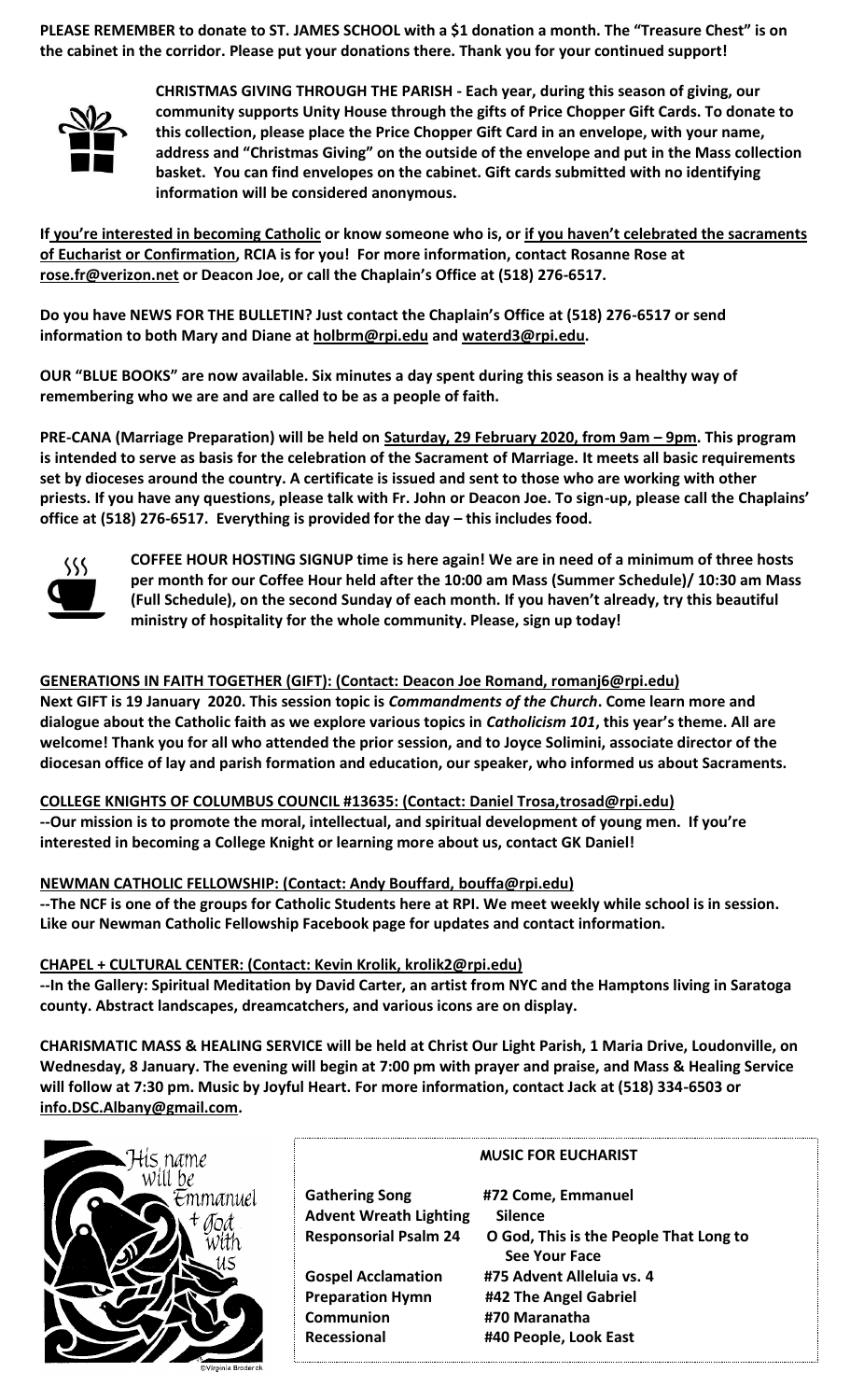**PLEASE REMEMBER to donate to ST. JAMES SCHOOL with a $1 donation a month. The "Treasure Chest" is on the cabinet in the corridor. Please put your donations there. Thank you for your continued support!**

**CHRISTMAS GIVING THROUGH THE PARISH - Each year, during this season of giving, our community supports Unity House through the gifts of Price Chopper Gift Cards. To donate to this collection, please place the Price Chopper Gift Card in an envelope, with your name, address and "Christmas Giving" on the outside of the envelope and put in the Mass collection basket. You can find envelopes on the cabinet. Gift cards submitted with no identifying information will be considered anonymous.**

**If you're interested in becoming Catholic or know someone who is, or if you haven't celebrated the sacraments of Eucharist or Confirmation, RCIA is for you! For more information, contact Rosanne Rose at rose.fr@verizon.net or Deacon Joe, or call the Chaplain's Office at (518) 276-6517.**

**Do you have NEWS FOR THE BULLETIN? Just contact the Chaplain's Office at (518) 276-6517 or send information to both Mary and Diane at holbrm@rpi.edu and waterd3@rpi.edu.**

**OUR "BLUE BOOKS" are now available. Six minutes a day spent during this season is a healthy way of remembering who we are and are called to be as a people of faith.**

**PRE-CANA (Marriage Preparation) will be held on Saturday, 29 February 2020, from 9am – 9pm. This program is intended to serve as basis for the celebration of the Sacrament of Marriage. It meets all basic requirements set by dioceses around the country. A certificate is issued and sent to those who are working with other priests. If you have any questions, please talk with Fr. John or Deacon Joe. To sign-up, please call the Chaplains' office at (518) 276-6517. Everything is provided for the day – this includes food.**

**COFFEE HOUR HOSTING SIGNUP time is here again! We are in need of a minimum of three hosts per month for our Coffee Hour held after the 10:00 am Mass (Summer Schedule)/ 10:30 am Mass (Full Schedule), on the second Sunday of each month. If you haven't already, try this beautiful ministry of hospitality for the whole community. Please, sign up today!**

**GENERATIONS IN FAITH TOGETHER (GIFT): (Contact: Deacon Joe Romand, romanj6@rpi.edu)**
**Next GIFT is 19 January 2020. This session topic is *Commandments of the Church*. Come learn more and dialogue about the Catholic faith as we explore various topics in *Catholicism 101*, this year's theme. All are welcome! Thank you for all who attended the prior session, and to Joyce Solimini, associate director of the diocesan office of lay and parish formation and education, our speaker, who informed us about Sacraments.**

**COLLEGE KNIGHTS OF COLUMBUS COUNCIL #13635: (Contact: Daniel Trosa,trosad@rpi.edu)**
**--Our mission is to promote the moral, intellectual, and spiritual development of young men. If you're interested in becoming a College Knight or learning more about us, contact GK Daniel!**

**NEWMAN CATHOLIC FELLOWSHIP: (Contact: Andy Bouffard, bouffa@rpi.edu)**
**--The NCF is one of the groups for Catholic Students here at RPI. We meet weekly while school is in session. Like our Newman Catholic Fellowship Facebook page for updates and contact information.**

**CHAPEL + CULTURAL CENTER: (Contact: Kevin Krolik, krolik2@rpi.edu)**
**--In the Gallery: Spiritual Meditation by David Carter, an artist from NYC and the Hamptons living in Saratoga county. Abstract landscapes, dreamcatchers, and various icons are on display.**

**CHARISMATIC MASS & HEALING SERVICE will be held at Christ Our Light Parish, 1 Maria Drive, Loudonville, on Wednesday, 8 January. The evening will begin at 7:00 pm with prayer and praise, and Mass & Healing Service will follow at 7:30 pm. Music by Joyful Heart. For more information, contact Jack at (518) 334-6503 or info.DSC.Albany@gmail.com.**

His name will be Emmanuel + God with us

©Virginia Broderick

**MUSIC FOR EUCHARIST**

| | |
|---|---|
| **Gathering Song** | **#72 Come, Emmanuel** |
| **Advent Wreath Lighting** | **Silence** |
| **Responsorial Psalm 24** | **O God, This is the People That Long to See Your Face** |
| **Gospel Acclamation** | **#75 Advent Alleluia vs. 4** |
| **Preparation Hymn** | **#42 The Angel Gabriel** |
| **Communion** | **#70 Maranatha** |
| **Recessional** | **#40 People, Look East** |